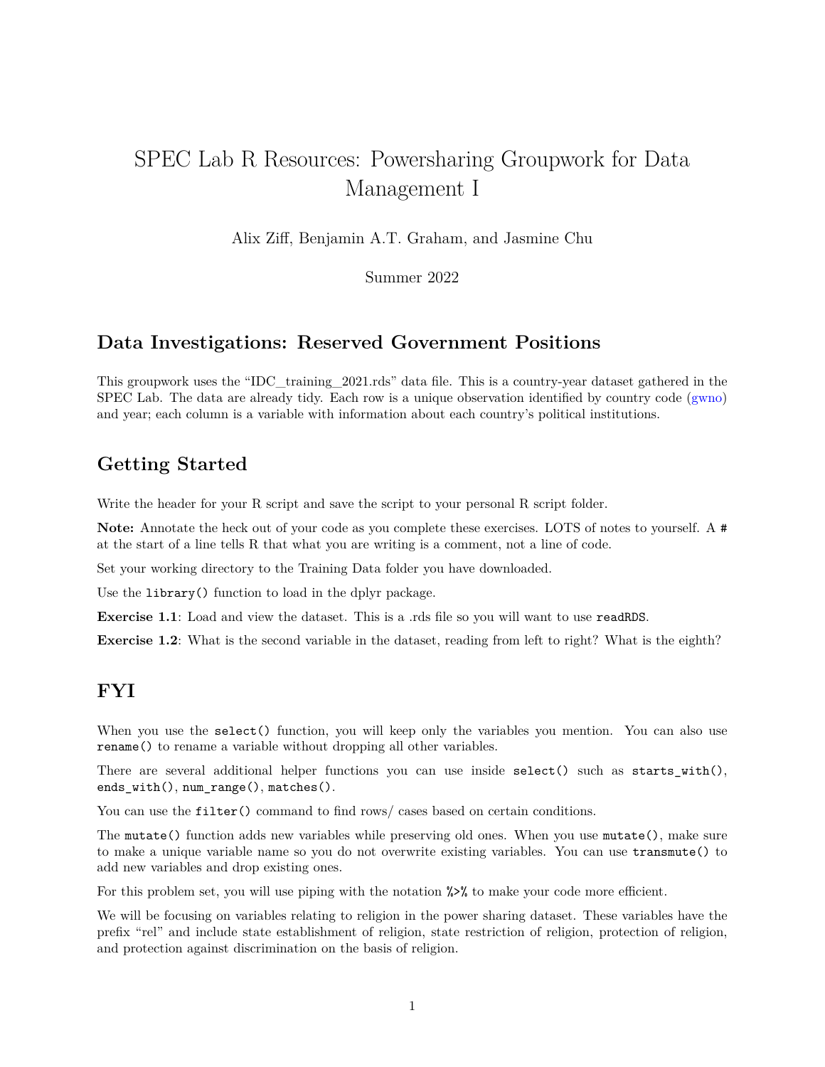# SPEC Lab R Resources: Powersharing Groupwork for Data Management I

Alix Ziff, Benjamin A.T. Graham, and Jasmine Chu

Summer 2022

## Data Investigations: Reserved Government Positions

This groupwork uses the "IDC_training_2021.rds" data file. This is a country-year dataset gathered in the SPEC Lab. The data are already tidy. Each row is a unique observation identified by country code (gwno) and year; each column is a variable with information about each country's political institutions.

## Getting Started

Write the header for your R script and save the script to your personal R script folder.

**Note:** Annotate the heck out of your code as you complete these exercises. LOTS of notes to yourself. A `#` at the start of a line tells R that what you are writing is a comment, not a line of code.

Set your working directory to the Training Data folder you have downloaded.

Use the `library()` function to load in the dplyr package.

**Exercise 1.1**: Load and view the dataset. This is a .rds file so you will want to use `readRDS`.

**Exercise 1.2**: What is the second variable in the dataset, reading from left to right? What is the eighth?

## FYI

When you use the `select()` function, you will keep only the variables you mention. You can also use `rename()` to rename a variable without dropping all other variables.

There are several additional helper functions you can use inside `select()` such as `starts_with()`, `ends_with()`, `num_range()`, `matches()`.

You can use the `filter()` command to find rows/ cases based on certain conditions.

The `mutate()` function adds new variables while preserving old ones. When you use `mutate()`, make sure to make a unique variable name so you do not overwrite existing variables. You can use `transmute()` to add new variables and drop existing ones.

For this problem set, you will use piping with the notation `%>%` to make your code more efficient.

We will be focusing on variables relating to religion in the power sharing dataset. These variables have the prefix "rel" and include state establishment of religion, state restriction of religion, protection of religion, and protection against discrimination on the basis of religion.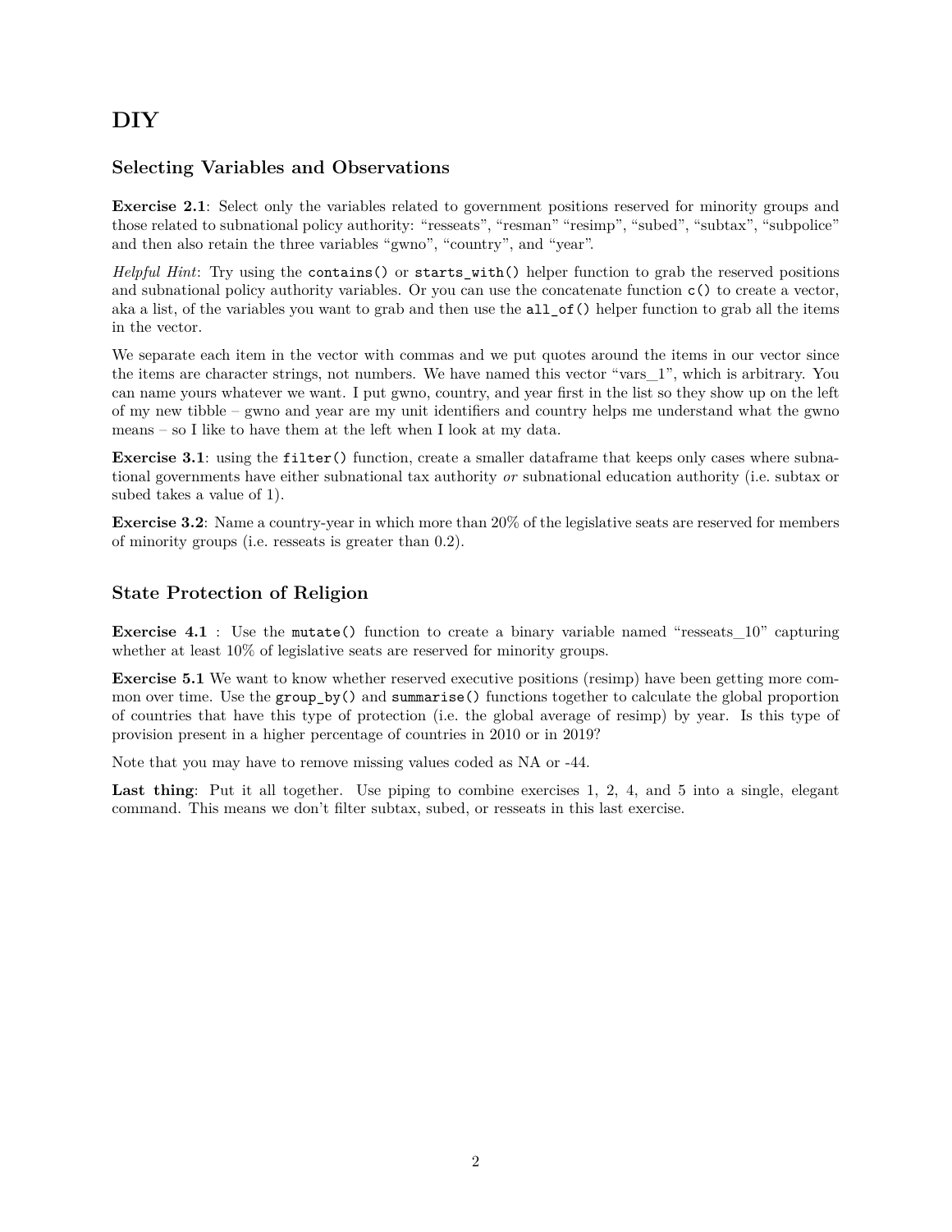# DIY

## Selecting Variables and Observations

**Exercise 2.1**: Select only the variables related to government positions reserved for minority groups and those related to subnational policy authority: "resseats", "resman" "resimp", "subed", "subtax", "subpolice" and then also retain the three variables "gwno", "country", and "year".

*Helpful Hint*: Try using the `contains()` or `starts_with()` helper function to grab the reserved positions and subnational policy authority variables. Or you can use the concatenate function `c()` to create a vector, aka a list, of the variables you want to grab and then use the `all_of()` helper function to grab all the items in the vector.

We separate each item in the vector with commas and we put quotes around the items in our vector since the items are character strings, not numbers. We have named this vector "vars_1", which is arbitrary. You can name yours whatever we want. I put gwno, country, and year first in the list so they show up on the left of my new tibble – gwno and year are my unit identifiers and country helps me understand what the gwno means – so I like to have them at the left when I look at my data.

**Exercise 3.1**: using the `filter()` function, create a smaller dataframe that keeps only cases where subnational governments have either subnational tax authority *or* subnational education authority (i.e. subtax or subed takes a value of 1).

**Exercise 3.2**: Name a country-year in which more than 20% of the legislative seats are reserved for members of minority groups (i.e. resseats is greater than 0.2).

## State Protection of Religion

**Exercise 4.1** : Use the `mutate()` function to create a binary variable named "resseats_10" capturing whether at least 10% of legislative seats are reserved for minority groups.

**Exercise 5.1** We want to know whether reserved executive positions (resimp) have been getting more common over time. Use the `group_by()` and `summarise()` functions together to calculate the global proportion of countries that have this type of protection (i.e. the global average of resimp) by year. Is this type of provision present in a higher percentage of countries in 2010 or in 2019?

Note that you may have to remove missing values coded as NA or -44.

**Last thing**: Put it all together. Use piping to combine exercises 1, 2, 4, and 5 into a single, elegant command. This means we don't filter subtax, subed, or resseats in this last exercise.